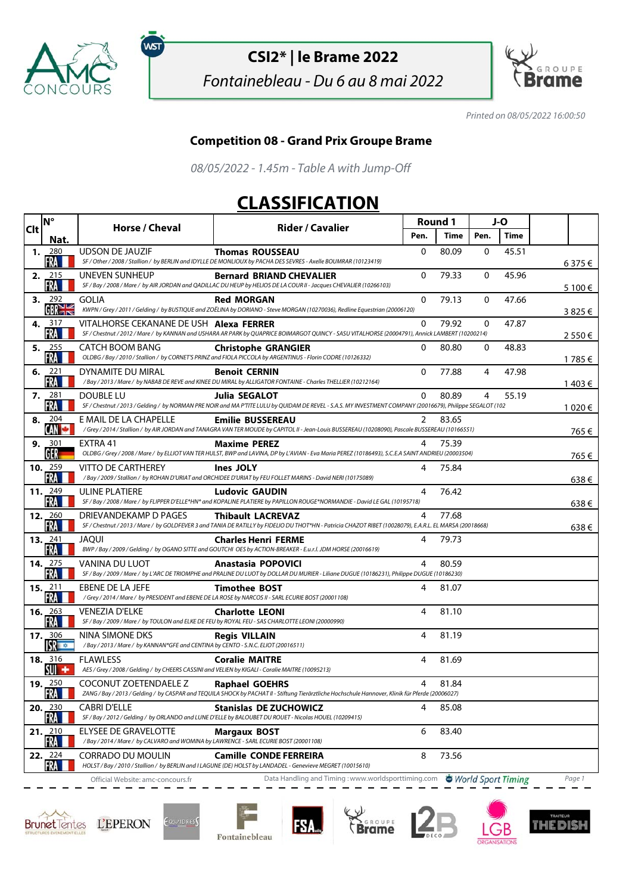# CSI2* | le Brame 2022

*Fontainebleau - Du 6 au 8 mai 2022*

*Printed on 08/05/2022 16:00:50*

## Competition 08 - Grand Prix Groupe Brame

*08/05/2022 - 1.45m - Table A with Jump-Off*

# CLASSIFICATION

| Clt | N° / Nat. | Horse / Cheval | Rider / Cavalier | Round 1 Pen. | Round 1 Time | J-O Pen. | J-O Time | |
|---|---|---|---|---|---|---|---|---|
| 1. | 280 FRA | UDSON DE JAUZIF<br>*SF / Other / 2008 / Stallion / by BERLIN and IDYLLE DE MONLIOUX by PACHA DES SEVRES - Axelle BOUMRAR (10123419)* | **Thomas ROUSSEAU** | 0 | 80.09 | 0 | 45.51 | 6 375 € |
| 2. | 215 FRA | UNEVEN SUNHEUP<br>*SF / Bay / 2008 / Mare / by AIR JORDAN and QADILLAC DU HEUP by HELIOS DE LA COUR II - Jacques CHEVALIER (10266103)* | **Bernard BRIAND CHEVALIER** | 0 | 79.33 | 0 | 45.96 | 5 100 € |
| 3. | 292 GBR | GOLIA<br>*KWPN / Grey / 2011 / Gelding / by BUSTIQUE and ZOÉLINA by DORIANO - Steve MORGAN (10270036), Redline Equestrian (20006120)* | **Red MORGAN** | 0 | 79.13 | 0 | 47.66 | 3 825 € |
| 4. | 317 FRA | VITALHORSE CEKANANE DE USH<br>*SF / Chestnut / 2012 / Mare / by KANNAN and USHARA AR PARK by QUAPRICE BOIMARGOT QUINCY - SASU VITALHORSE (20004791), Annick LAMBERT (10200214)* | **Alexa FERRER** | 0 | 79.92 | 0 | 47.87 | 2 550 € |
| 5. | 255 FRA | CATCH BOOM BANG<br>*OLDBG / Bay / 2010 / Stallion / by CORNET'S PRINZ and FIOLA PICCOLA by ARGENTINUS - Florin CODRE (10126332)* | **Christophe GRANGIER** | 0 | 80.80 | 0 | 48.83 | 1 785 € |
| 6. | 221 FRA | DYNAMITE DU MIRAL<br>*/ Bay / 2013 / Mare / by NABAB DE REVE and KINEE DU MIRAL by ALLIGATOR FONTAINE - Charles THELLIER (10212164)* | **Benoit CERNIN** | 0 | 77.88 | 4 | 47.98 | 1 403 € |
| 7. | 281 FRA | DOUBLE LU<br>*SF / Chestnut / 2013 / Gelding / by NORMAN PRE NOIR and MA P'TITE LULU by QUIDAM DE REVEL - S.A.S. MY INVESTMENT COMPANY (20016679), Philippe SEGALOT (102* | **Julia SEGALOT** | 0 | 80.89 | 4 | 55.19 | 1 020 € |
| 8. | 204 CAN | E MAIL DE LA CHAPELLE<br>*/ Grey / 2014 / Stallion / by AIR JORDAN and TANAGRA VAN TER MOUDE by CAPITOL II - Jean-Louis BUSSEREAU (10208090), Pascale BUSSEREAU (10166551)* | **Emilie BUSSEREAU** | 2 | 83.65 | | | 765 € |
| 9. | 301 GER | EXTRA 41<br>*OLDBG / Grey / 2008 / Mare / by ELLIOT VAN TER HULST, BWP and LAVINA, DP by L'AVIAN - Eva Maria PEREZ (10186493), S.C.E.A SAINT ANDRIEU (20003504)* | **Maxime PEREZ** | 4 | 75.39 | | | 765 € |
| 10. | 259 FRA | VITTO DE CARTHEREY<br>*/ Bay / 2009 / Stallion / by ROHAN D'URIAT and ORCHIDEE D'URIAT by FEU FOLLET MARINS - David NERI (10175089)* | **Ines JOLY** | 4 | 75.84 | | | 638 € |
| 11. | 249 FRA | ULINE PLATIERE<br>*SF / Bay / 2008 / Mare / by FLIPPER D'ELLE*HN* and KOPALINE PLATIERE by PAPILLON ROUGE*NORMANDIE - David LE GAL (10195718)* | **Ludovic GAUDIN** | 4 | 76.42 | | | 638 € |
| 12. | 260 FRA | DRIEVANDEKAMP D PAGES<br>*SF / Chestnut / 2013 / Mare / by GOLDFEVER 3 and TANIA DE RATILLY by FIDELIO DU THOT*HN - Patricia CHAZOT RIBET (10028079), E.A.R.L. EL MARSA (20018668)* | **Thibault LACREVAZ** | 4 | 77.68 | | | 638 € |
| 13. | 241 FRA | JAQUI<br>*BWP / Bay / 2009 / Gelding / by OGANO SITTE and GOUTCHI OES by ACTION-BREAKER - E.u.r.l. JDM HORSE (20016619)* | **Charles Henri FERME** | 4 | 79.73 | | | |
| 14. | 275 FRA | VANINA DU LUOT<br>*SF / Bay / 2009 / Mare / by L'ARC DE TRIOMPHE and PRALINE DU LUOT by DOLLAR DU MURIER - Liliane DUGUE (10186231), Philippe DUGUE (10186230)* | **Anastasia POPOVICI** | 4 | 80.59 | | | |
| 15. | 211 FRA | EBENE DE LA JEFE<br>*/ Grey / 2014 / Mare / by PRESIDENT and EBENE DE LA ROSE by NARCOS II - SARL ECURIE BOST (20001108)* | **Timothee BOST** | 4 | 81.07 | | | |
| 16. | 263 FRA | VENEZIA D'ELKE<br>*SF / Bay / 2009 / Mare / by TOULON and ELKE DE FEU by ROYAL FEU - SAS CHARLOTTE LEONI (20000990)* | **Charlotte LEONI** | 4 | 81.10 | | | |
| 17. | 306 ISR | NINA SIMONE DKS<br>*/ Bay / 2013 / Mare / by KANNAN*GFE and CENTINA by CENTO - S.N.C. ELIOT (20016511)* | **Regis VILLAIN** | 4 | 81.19 | | | |
| 18. | 316 SUI | FLAWLESS<br>*AES / Grey / 2008 / Gelding / by CHEERS CASSINI and VELIEN by KIGALI - Coralie MAITRE (10095213)* | **Coralie MAITRE** | 4 | 81.69 | | | |
| 19. | 250 FRA | COCONUT ZOETENDAELE Z<br>*ZANG / Bay / 2013 / Gelding / by CASPAR and TEQUILA SHOCK by PACHAT II - Stiftung Tierärztliche Hochschule Hannover, Klinik für Pferde (20006027)* | **Raphael GOEHRS** | 4 | 81.84 | | | |
| 20. | 230 FRA | CABRI D'ELLE<br>*SF / Bay / 2012 / Gelding / by ORLANDO and LUNE D'ELLE by BALOUBET DU ROUET - Nicolas HOUEL (10209415)* | **Stanislas DE ZUCHOWICZ** | 4 | 85.08 | | | |
| 21. | 210 FRA | ELYSEE DE GRAVELOTTE<br>*/ Bay / 2014 / Mare / by CALVARO and WOMINA by LAWRENCE - SARL ECURIE BOST (20001108)* | **Margaux BOST** | 6 | 83.40 | | | |
| 22. | 224 FRA | CORRADO DU MOULIN<br>*HOLST / Bay / 2010 / Stallion / by BERLIN and I LAGUNE (DE) HOLST by LANDADEL - Genevieve MEGRET (10015610)* | **Camille CONDE FERREIRA** | 8 | 73.56 | | | |

Official Website: amc-concours.fr — Data Handling and Timing : www.worldsporttiming.com — World Sport Timing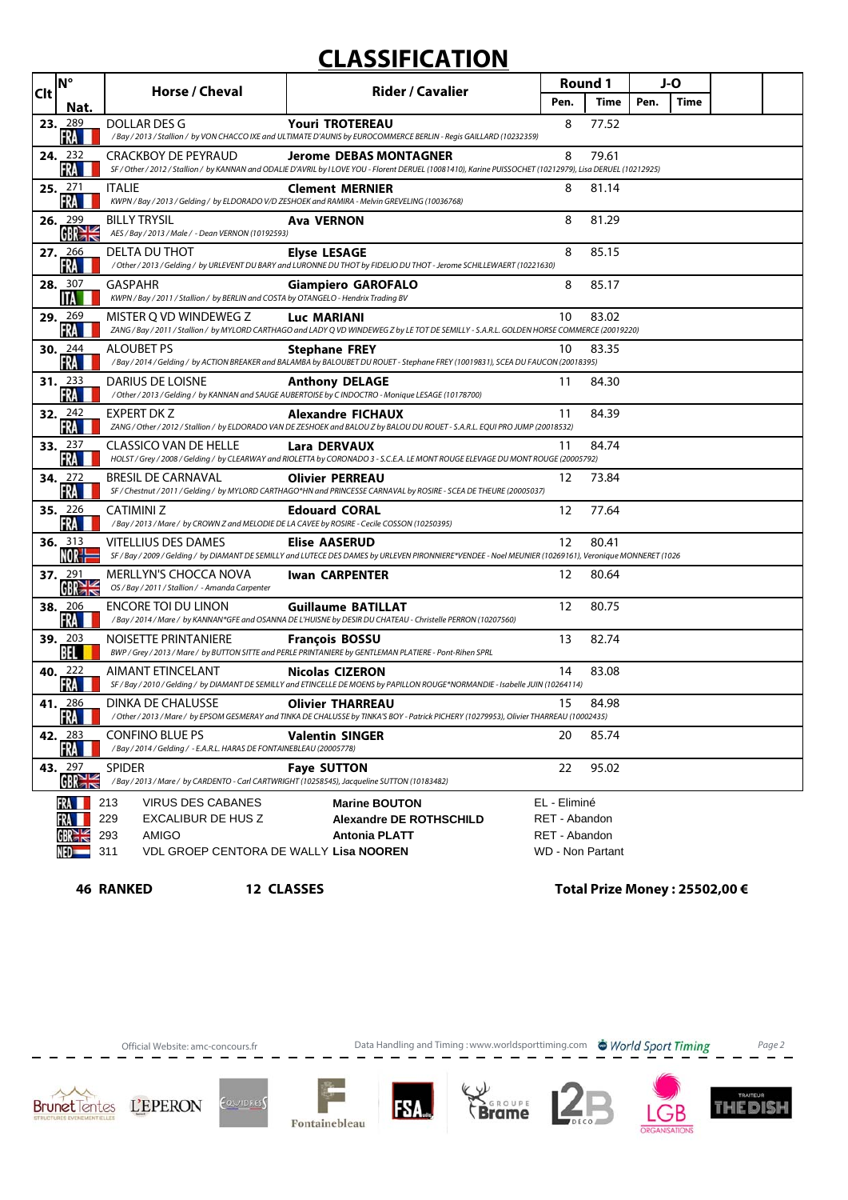# CLASSIFICATION

| Clt | N° / Nat. | Horse / Cheval | Rider / Cavalier | Round 1 | | J-O | | | |
|---|---|---|---|---|---|---|---|---|---|
| | | | | Pen. | Time | Pen. | Time | | |
| 23. | 289 FRA | DOLLAR DES G<br>/ Bay / 2013 / Stallion / by VON CHACCO IXE and ULTIMATE D'AUNIS by EUROCOMMERCE BERLIN - Regis GAILLARD (10232359) | Youri TROTEREAU | 8 | 77.52 | | | | |
| 24. | 232 FRA | CRACKBOY DE PEYRAUD<br>SF / Other / 2012 / Stallion / by KANNAN and ODALIE D'AVRIL by I LOVE YOU - Florent DERUEL (10081410), Karine PUISSOCHET (10212979), Lisa DERUEL (10212825) | Jerome DEBAS MONTAGNER | 8 | 79.61 | | | | |
| 25. | 271 FRA | ITALIE<br>KWPN / Bay / 2013 / Gelding / by ELDORADO V/D ZESHOEK and RAMIRA - Melvin GREVELING (10036768) | Clement MERNIER | 8 | 81.14 | | | | |
| 26. | 299 GBR | BILLY TRYSIL<br>AES / Bay / 2013 / Male / - Dean VERNON (10192593) | Ava VERNON | 8 | 81.29 | | | | |
| 27. | 266 FRA | DELTA DU THOT<br>/ Other / 2013 / Gelding / by URLEVENT DU BARY and LURONNE DU THOT by FIDELIO DU THOT - Jerome SCHILLEWAERT (10221630) | Elyse LESAGE | 8 | 85.15 | | | | |
| 28. | 307 ITA | GASPAHR<br>KWPN / Bay / 2011 / Stallion / by BERLIN and COSTA by OTANGELO - Hendrix Trading BV | Giampiero GAROFALO | 8 | 85.17 | | | | |
| 29. | 269 FRA | MISTER Q VD WINDEWEG Z<br>ZANG / Bay / 2011 / Stallion / by MYLORD CARTHAGO and LADY Q VD WINDEWEG Z by LE TOT DE SEMILLY - S.A.R.L. GOLDEN HORSE COMMERCE (20019220) | Luc MARIANI | 10 | 83.02 | | | | |
| 30. | 244 FRA | ALOUBET PS<br>/ Bay / 2014 / Gelding / by ACTION BREAKER and BALAMBA by BALOUBET DU ROUET - Stephane FREY (10019831), SCEA DU FAUCON (20018395) | Stephane FREY | 10 | 83.35 | | | | |
| 31. | 233 FRA | DARIUS DE LOISNE<br>/ Other / 2013 / Gelding / by KANNAN and SAUGE AUBERTOISE by C INDOCTRO - Monique LESAGE (10178700) | Anthony DELAGE | 11 | 84.30 | | | | |
| 32. | 242 FRA | EXPERT DK Z<br>ZANG / Other / 2012 / Stallion / by ELDORADO VAN DE ZESHOEK and BALOU Z by BALOU DU ROUET - S.A.R.L. EQUI PRO JUMP (20018532) | Alexandre FICHAUX | 11 | 84.39 | | | | |
| 33. | 237 FRA | CLASSICO VAN DE HELLE<br>HOLST / Grey / 2008 / Gelding / by CLEARWAY and RIOLETTA by CORONADO 3 - S.C.E.A. LE MONT ROUGE ELEVAGE DU MONT ROUGE (20005792) | Lara DERVAUX | 11 | 84.74 | | | | |
| 34. | 272 FRA | BRESIL DE CARNAVAL<br>SF / Chestnut / 2011 / Gelding / by MYLORD CARTHAGO*HN and PRINCESSE CARNAVAL by ROSIRE - SCEA DE THEURE (20005037) | Olivier PERREAU | 12 | 73.84 | | | | |
| 35. | 226 FRA | CATIMINI Z<br>/ Bay / 2013 / Mare / by CROWN Z and MELODIE DE LA CAVEE by ROSIRE - Cecile COSSON (10250395) | Edouard CORAL | 12 | 77.64 | | | | |
| 36. | 313 NOR | VITELLIUS DES DAMES<br>SF / Bay / 2009 / Gelding / by DIAMANT DE SEMILLY and LUTECE DES DAMES by URLEVEN PIRONNIERE*VENDEE - Noel MEUNIER (10269161), Veronique MONNERET (1026 | Elise AASERUD | 12 | 80.41 | | | | |
| 37. | 291 GBR | MERLLYN'S CHOCCA NOVA<br>OS / Bay / 2011 / Stallion / - Amanda Carpenter | Iwan CARPENTER | 12 | 80.64 | | | | |
| 38. | 206 FRA | ENCORE TOI DU LINON<br>/ Bay / 2014 / Mare / by KANNAN*GFE and OSANNA DE L'HUISNE by DESIR DU CHATEAU - Christelle PERRON (10207560) | Guillaume BATILLAT | 12 | 80.75 | | | | |
| 39. | 203 BEL | NOISETTE PRINTANIERE<br>BWP / Grey / 2013 / Mare / by BUTTON SITTE and PERLE PRINTANIERE by GENTLEMAN PLATIERE - Pont-Rihen SPRL | François BOSSU | 13 | 82.74 | | | | |
| 40. | 222 FRA | AIMANT ETINCELANT<br>SF / Bay / 2010 / Gelding / by DIAMANT DE SEMILLY and ETINCELLE DE MOENS by PAPILLON ROUGE*NORMANDIE - Isabelle JUIN (10264114) | Nicolas CIZERON | 14 | 83.08 | | | | |
| 41. | 286 FRA | DINKA DE CHALUSSE<br>/ Other / 2013 / Mare / by EPSOM GESMERAY and TINKA DE CHALUSSE by TINKA'S BOY - Patrick PICHERY (10279953), Olivier THARREAU (10002435) | Olivier THARREAU | 15 | 84.98 | | | | |
| 42. | 283 FRA | CONFINO BLUE PS<br>/ Bay / 2014 / Gelding / - E.A.R.L. HARAS DE FONTAINEBLEAU (20005778) | Valentin SINGER | 20 | 85.74 | | | | |
| 43. | 297 GBR | SPIDER<br>/ Bay / 2013 / Mare / by CARDENTO - Carl CARTWRIGHT (10258545), Jacqueline SUTTON (10183482) | Faye SUTTON | 22 | 95.02 | | | | |

| Nat. | N° | Horse / Cheval | Rider / Cavalier | Status |
|---|---|---|---|---|
| FRA | 213 | VIRUS DES CABANES | Marine BOUTON | EL - Eliminé |
| FRA | 229 | EXCALIBUR DE HUS Z | Alexandre DE ROTHSCHILD | RET - Abandon |
| GBR | 293 | AMIGO | Antonia PLATT | RET - Abandon |
| NED | 311 | VDL GROEP CENTORA DE WALLY | Lisa NOOREN | WD - Non Partant |

**46 RANKED** **12 CLASSES** **Total Prize Money : 25502,00 €**

Official Website: amc-concours.fr

Data Handling and Timing : www.worldsporttiming.com World Sport Timing